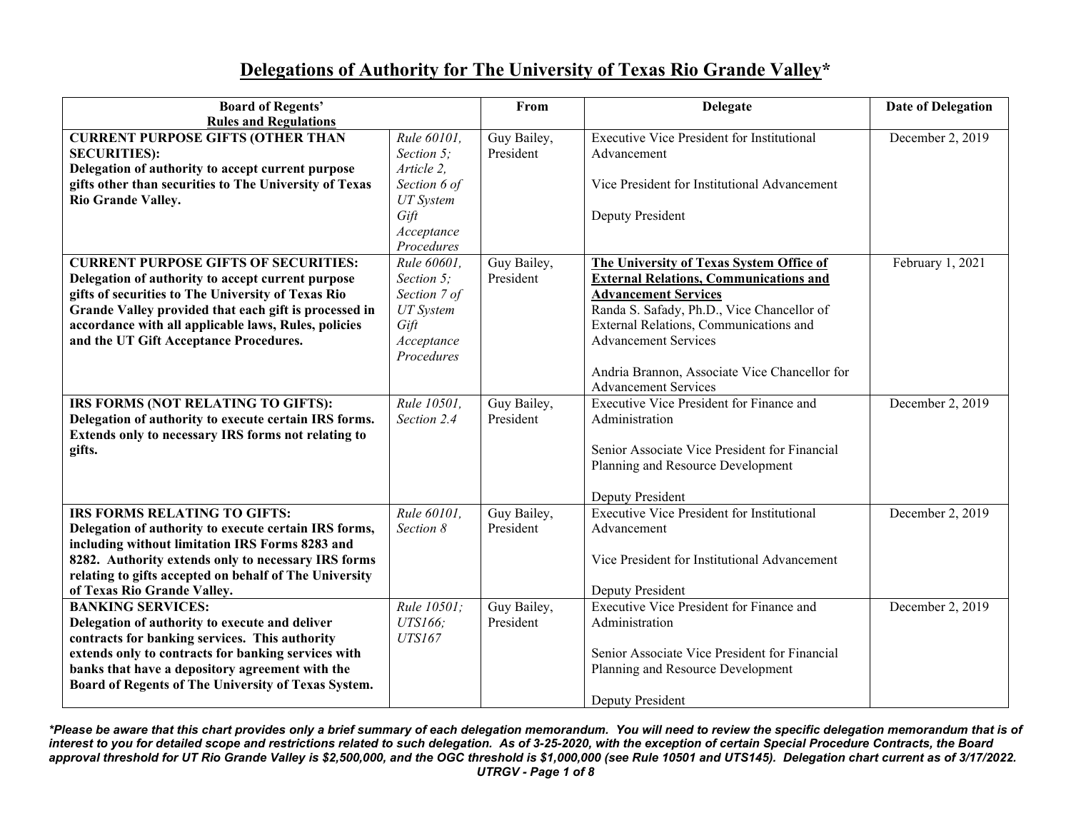# Delegations of Authority for The University of Texas Rio Grande Valley*

| Board of Regents' Rules and Regulations | | From | Delegate | Date of Delegation |
|---|---|---|---|---|
| **CURRENT PURPOSE GIFTS (OTHER THAN SECURITIES): Delegation of authority to accept current purpose gifts other than securities to The University of Texas Rio Grande Valley.** | *Rule 60101, Section 5; Article 2, Section 6 of UT System Gift Acceptance Procedures* | Guy Bailey, President | Executive Vice President for Institutional Advancement<br><br>Vice President for Institutional Advancement<br><br>Deputy President | December 2, 2019 |
| **CURRENT PURPOSE GIFTS OF SECURITIES: Delegation of authority to accept current purpose gifts of securities to The University of Texas Rio Grande Valley provided that each gift is processed in accordance with all applicable laws, Rules, policies and the UT Gift Acceptance Procedures.** | *Rule 60601, Section 5; Section 7 of UT System Gift Acceptance Procedures* | Guy Bailey, President | **The University of Texas System Office of External Relations, Communications and Advancement Services**<br>Randa S. Safady, Ph.D., Vice Chancellor of External Relations, Communications and Advancement Services<br><br>Andria Brannon, Associate Vice Chancellor for Advancement Services | February 1, 2021 |
| **IRS FORMS (NOT RELATING TO GIFTS): Delegation of authority to execute certain IRS forms. Extends only to necessary IRS forms not relating to gifts.** | *Rule 10501, Section 2.4* | Guy Bailey, President | Executive Vice President for Finance and Administration<br><br>Senior Associate Vice President for Financial Planning and Resource Development<br><br>Deputy President | December 2, 2019 |
| **IRS FORMS RELATING TO GIFTS: Delegation of authority to execute certain IRS forms, including without limitation IRS Forms 8283 and 8282. Authority extends only to necessary IRS forms relating to gifts accepted on behalf of The University of Texas Rio Grande Valley.** | *Rule 60101, Section 8* | Guy Bailey, President | Executive Vice President for Institutional Advancement<br><br>Vice President for Institutional Advancement<br><br>Deputy President | December 2, 2019 |
| **BANKING SERVICES: Delegation of authority to execute and deliver contracts for banking services. This authority extends only to contracts for banking services with banks that have a depository agreement with the Board of Regents of The University of Texas System.** | *Rule 10501; UTS166; UTS167* | Guy Bailey, President | Executive Vice President for Finance and Administration<br><br>Senior Associate Vice President for Financial Planning and Resource Development<br><br>Deputy President | December 2, 2019 |

***Please be aware that this chart provides only a brief summary of each delegation memorandum. You will need to review the specific delegation memorandum that is of interest to you for detailed scope and restrictions related to such delegation. As of 3-25-2020, with the exception of certain Special Procedure Contracts, the Board approval threshold for UT Rio Grande Valley is $2,500,000, and the OGC threshold is $1,000,000 (see Rule 10501 and UTS145). Delegation chart current as of 3/17/2022.***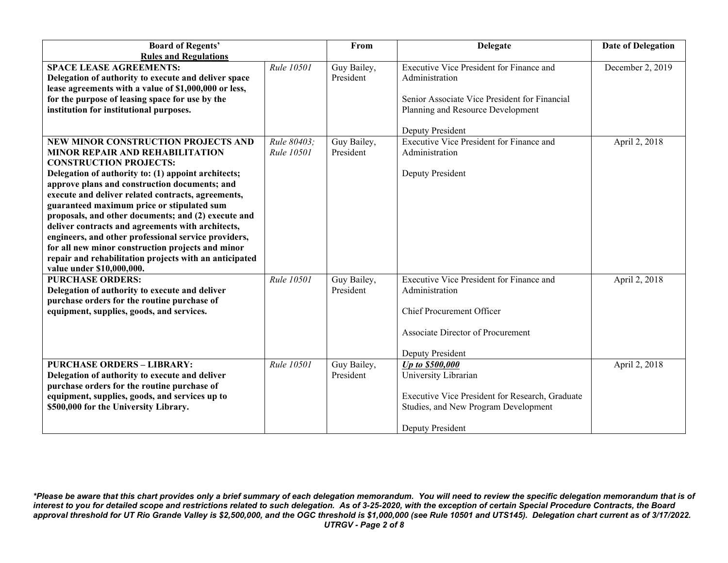| **Board of Regents' Rules and Regulations** | | **From** | **Delegate** | **Date of Delegation** |
|---|---|---|---|---|
| **SPACE LEASE AGREEMENTS: Delegation of authority to execute and deliver space lease agreements with a value of $1,000,000 or less, for the purpose of leasing space for use by the institution for institutional purposes.** | *Rule 10501* | Guy Bailey, President | Executive Vice President for Finance and Administration<br><br>Senior Associate Vice President for Financial Planning and Resource Development<br><br>Deputy President | December 2, 2019 |
| **NEW MINOR CONSTRUCTION PROJECTS AND MINOR REPAIR AND REHABILITATION CONSTRUCTION PROJECTS: Delegation of authority to: (1) appoint architects; approve plans and construction documents; and execute and deliver related contracts, agreements, guaranteed maximum price or stipulated sum proposals, and other documents; and (2) execute and deliver contracts and agreements with architects, engineers, and other professional service providers, for all new minor construction projects and minor repair and rehabilitation projects with an anticipated value under $10,000,000.** | *Rule 80403; Rule 10501* | Guy Bailey, President | Executive Vice President for Finance and Administration<br><br>Deputy President | April 2, 2018 |
| **PURCHASE ORDERS: Delegation of authority to execute and deliver purchase orders for the routine purchase of equipment, supplies, goods, and services.** | *Rule 10501* | Guy Bailey, President | Executive Vice President for Finance and Administration<br><br>Chief Procurement Officer<br><br>Associate Director of Procurement<br><br>Deputy President | April 2, 2018 |
| **PURCHASE ORDERS – LIBRARY: Delegation of authority to execute and deliver purchase orders for the routine purchase of equipment, supplies, goods, and services up to $500,000 for the University Library.** | *Rule 10501* | Guy Bailey, President | ***Up to $500,000***<br>University Librarian<br><br>Executive Vice President for Research, Graduate Studies, and New Program Development<br><br>Deputy President | April 2, 2018 |

***Please be aware that this chart provides only a brief summary of each delegation memorandum. You will need to review the specific delegation memorandum that is of interest to you for detailed scope and restrictions related to such delegation. As of 3-25-2020, with the exception of certain Special Procedure Contracts, the Board approval threshold for UT Rio Grande Valley is $2,500,000, and the OGC threshold is $1,000,000 (see Rule 10501 and UTS145). Delegation chart current as of 3/17/2022.***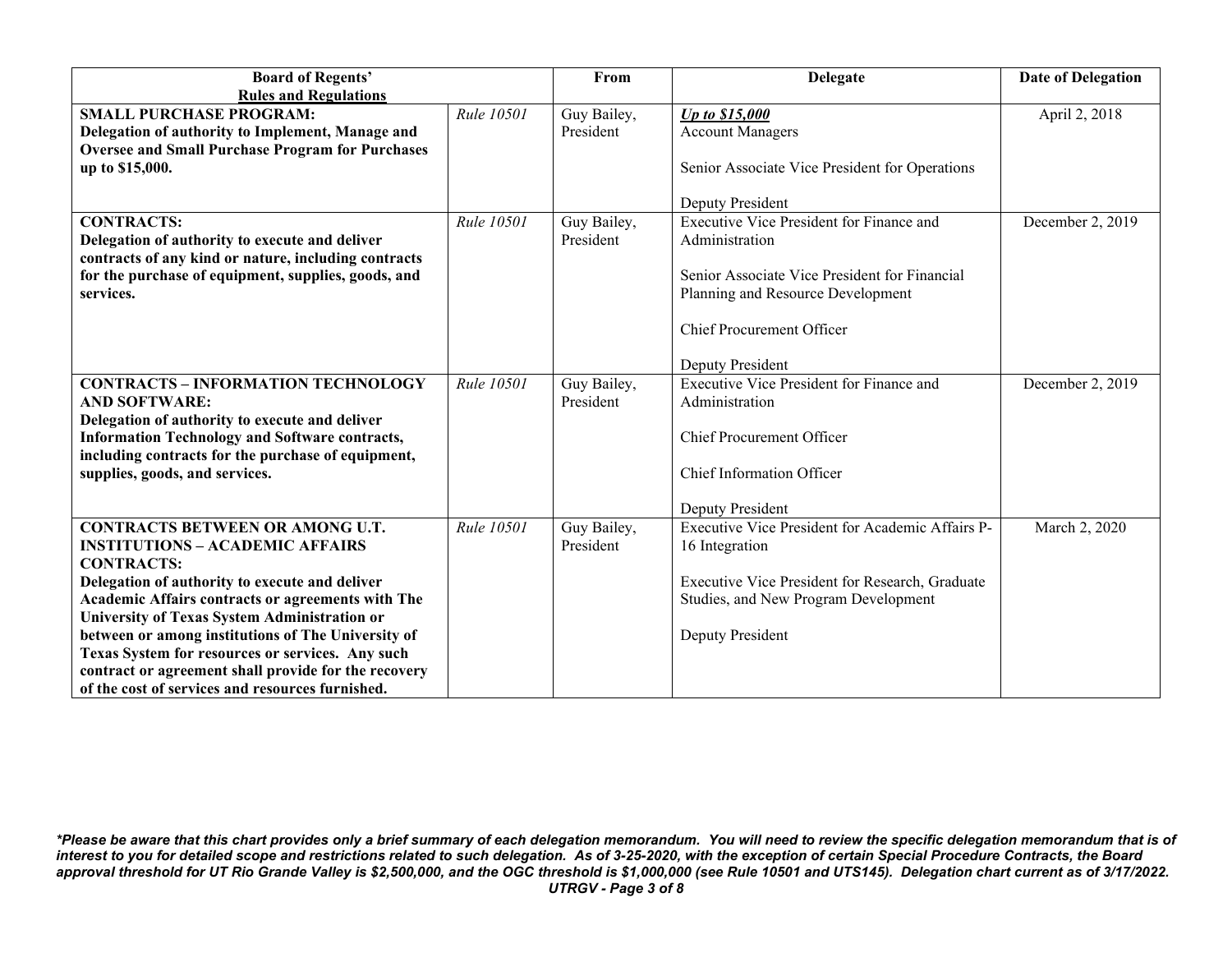| Board of Regents' Rules and Regulations | | From | Delegate | Date of Delegation |
|---|---|---|---|---|
| **SMALL PURCHASE PROGRAM: Delegation of authority to Implement, Manage and Oversee and Small Purchase Program for Purchases up to $15,000.** | *Rule 10501* | Guy Bailey, President | ***Up to $15,000***<br>Account Managers<br><br>Senior Associate Vice President for Operations<br><br>Deputy President | April 2, 2018 |
| **CONTRACTS: Delegation of authority to execute and deliver contracts of any kind or nature, including contracts for the purchase of equipment, supplies, goods, and services.** | *Rule 10501* | Guy Bailey, President | Executive Vice President for Finance and Administration<br><br>Senior Associate Vice President for Financial Planning and Resource Development<br><br>Chief Procurement Officer<br><br>Deputy President | December 2, 2019 |
| **CONTRACTS – INFORMATION TECHNOLOGY AND SOFTWARE: Delegation of authority to execute and deliver Information Technology and Software contracts, including contracts for the purchase of equipment, supplies, goods, and services.** | *Rule 10501* | Guy Bailey, President | Executive Vice President for Finance and Administration<br><br>Chief Procurement Officer<br><br>Chief Information Officer<br><br>Deputy President | December 2, 2019 |
| **CONTRACTS BETWEEN OR AMONG U.T. INSTITUTIONS – ACADEMIC AFFAIRS CONTRACTS: Delegation of authority to execute and deliver Academic Affairs contracts or agreements with The University of Texas System Administration or between or among institutions of The University of Texas System for resources or services. Any such contract or agreement shall provide for the recovery of the cost of services and resources furnished.** | *Rule 10501* | Guy Bailey, President | Executive Vice President for Academic Affairs P-16 Integration<br><br>Executive Vice President for Research, Graduate Studies, and New Program Development<br><br>Deputy President | March 2, 2020 |

***Please be aware that this chart provides only a brief summary of each delegation memorandum. You will need to review the specific delegation memorandum that is of interest to you for detailed scope and restrictions related to such delegation. As of 3-25-2020, with the exception of certain Special Procedure Contracts, the Board approval threshold for UT Rio Grande Valley is $2,500,000, and the OGC threshold is $1,000,000 (see Rule 10501 and UTS145). Delegation chart current as of 3/17/2022.***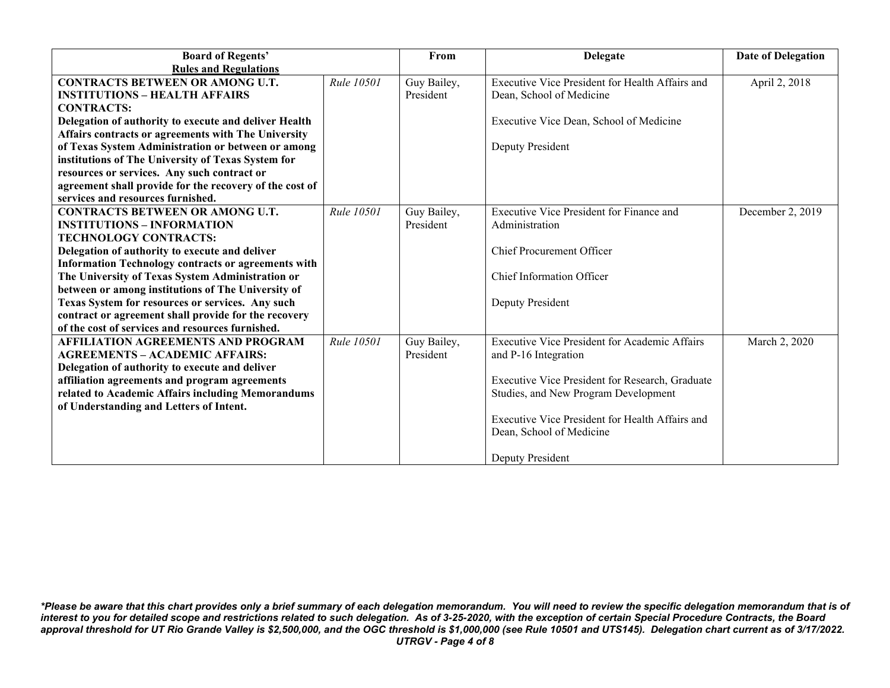| Board of Regents' Rules and Regulations | | From | Delegate | Date of Delegation |
|---|---|---|---|---|
| **CONTRACTS BETWEEN OR AMONG U.T. INSTITUTIONS – HEALTH AFFAIRS CONTRACTS: Delegation of authority to execute and deliver Health Affairs contracts or agreements with The University of Texas System Administration or between or among institutions of The University of Texas System for resources or services. Any such contract or agreement shall provide for the recovery of the cost of services and resources furnished.** | *Rule 10501* | Guy Bailey, President | Executive Vice President for Health Affairs and Dean, School of Medicine<br><br>Executive Vice Dean, School of Medicine<br><br>Deputy President | April 2, 2018 |
| **CONTRACTS BETWEEN OR AMONG U.T. INSTITUTIONS – INFORMATION TECHNOLOGY CONTRACTS: Delegation of authority to execute and deliver Information Technology contracts or agreements with The University of Texas System Administration or between or among institutions of The University of Texas System for resources or services. Any such contract or agreement shall provide for the recovery of the cost of services and resources furnished.** | *Rule 10501* | Guy Bailey, President | Executive Vice President for Finance and Administration<br><br>Chief Procurement Officer<br><br>Chief Information Officer<br><br>Deputy President | December 2, 2019 |
| **AFFILIATION AGREEMENTS AND PROGRAM AGREEMENTS – ACADEMIC AFFAIRS: Delegation of authority to execute and deliver affiliation agreements and program agreements related to Academic Affairs including Memorandums of Understanding and Letters of Intent.** | *Rule 10501* | Guy Bailey, President | Executive Vice President for Academic Affairs and P-16 Integration<br><br>Executive Vice President for Research, Graduate Studies, and New Program Development<br><br>Executive Vice President for Health Affairs and Dean, School of Medicine<br><br>Deputy President | March 2, 2020 |

***Please be aware that this chart provides only a brief summary of each delegation memorandum. You will need to review the specific delegation memorandum that is of interest to you for detailed scope and restrictions related to such delegation. As of 3-25-2020, with the exception of certain Special Procedure Contracts, the Board approval threshold for UT Rio Grande Valley is $2,500,000, and the OGC threshold is $1,000,000 (see Rule 10501 and UTS145). Delegation chart current as of 3/17/2022.***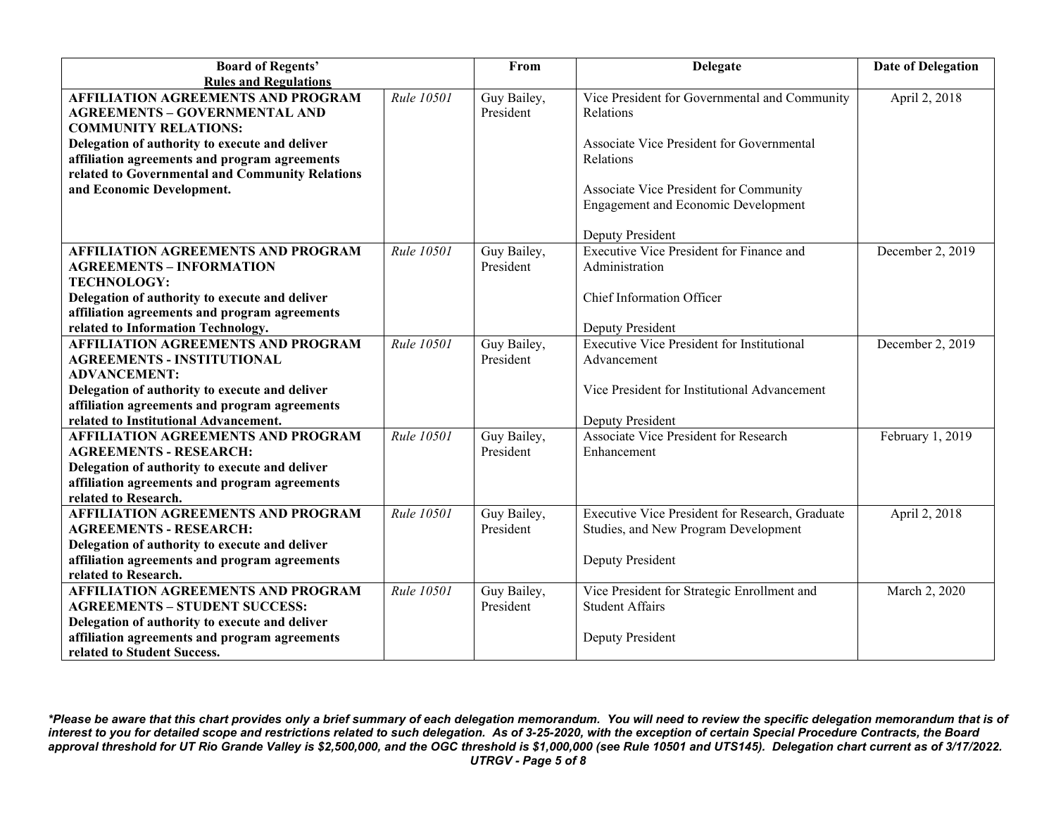| Board of Regents' Rules and Regulations | | From | Delegate | Date of Delegation |
|---|---|---|---|---|
| **AFFILIATION AGREEMENTS AND PROGRAM AGREEMENTS – GOVERNMENTAL AND COMMUNITY RELATIONS:** **Delegation of authority to execute and deliver affiliation agreements and program agreements related to Governmental and Community Relations and Economic Development.** | *Rule 10501* | Guy Bailey, President | Vice President for Governmental and Community Relations<br><br>Associate Vice President for Governmental Relations<br><br>Associate Vice President for Community Engagement and Economic Development<br><br>Deputy President | April 2, 2018 |
| **AFFILIATION AGREEMENTS AND PROGRAM AGREEMENTS – INFORMATION TECHNOLOGY:** **Delegation of authority to execute and deliver affiliation agreements and program agreements related to Information Technology.** | *Rule 10501* | Guy Bailey, President | Executive Vice President for Finance and Administration<br><br>Chief Information Officer<br><br>Deputy President | December 2, 2019 |
| **AFFILIATION AGREEMENTS AND PROGRAM AGREEMENTS - INSTITUTIONAL ADVANCEMENT:** **Delegation of authority to execute and deliver affiliation agreements and program agreements related to Institutional Advancement.** | *Rule 10501* | Guy Bailey, President | Executive Vice President for Institutional Advancement<br><br>Vice President for Institutional Advancement<br><br>Deputy President | December 2, 2019 |
| **AFFILIATION AGREEMENTS AND PROGRAM AGREEMENTS - RESEARCH:** **Delegation of authority to execute and deliver affiliation agreements and program agreements related to Research.** | *Rule 10501* | Guy Bailey, President | Associate Vice President for Research Enhancement | February 1, 2019 |
| **AFFILIATION AGREEMENTS AND PROGRAM AGREEMENTS - RESEARCH:** **Delegation of authority to execute and deliver affiliation agreements and program agreements related to Research.** | *Rule 10501* | Guy Bailey, President | Executive Vice President for Research, Graduate Studies, and New Program Development<br><br>Deputy President | April 2, 2018 |
| **AFFILIATION AGREEMENTS AND PROGRAM AGREEMENTS – STUDENT SUCCESS:** **Delegation of authority to execute and deliver affiliation agreements and program agreements related to Student Success.** | *Rule 10501* | Guy Bailey, President | Vice President for Strategic Enrollment and Student Affairs<br><br>Deputy President | March 2, 2020 |

***Please be aware that this chart provides only a brief summary of each delegation memorandum. You will need to review the specific delegation memorandum that is of interest to you for detailed scope and restrictions related to such delegation. As of 3-25-2020, with the exception of certain Special Procedure Contracts, the Board approval threshold for UT Rio Grande Valley is $2,500,000, and the OGC threshold is $1,000,000 (see Rule 10501 and UTS145). Delegation chart current as of 3/17/2022.***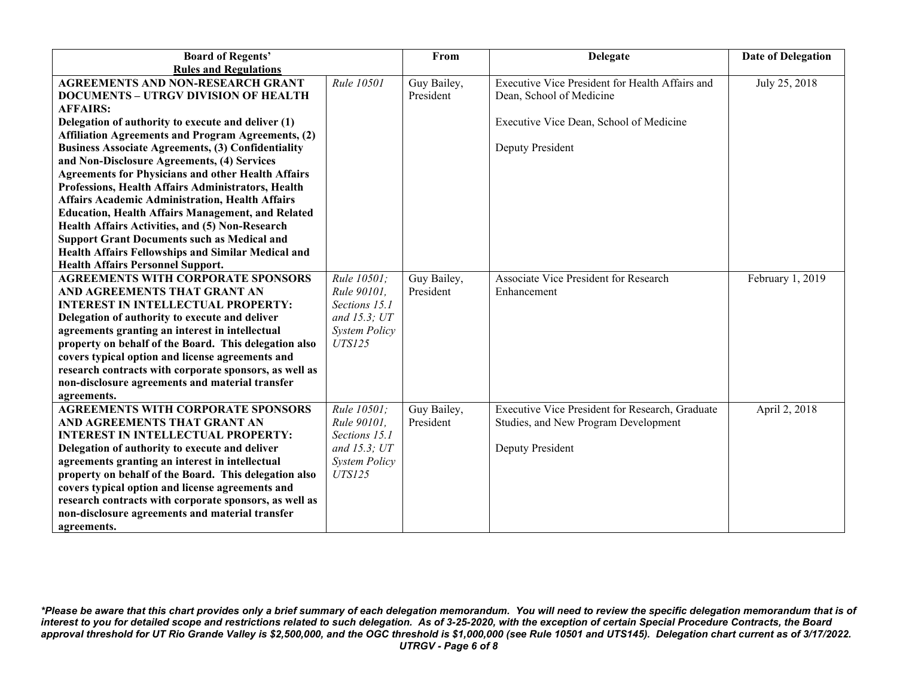| Board of Regents' Rules and Regulations | | From | Delegate | Date of Delegation |
|---|---|---|---|---|
| **AGREEMENTS AND NON-RESEARCH GRANT DOCUMENTS – UTRGV DIVISION OF HEALTH AFFAIRS: Delegation of authority to execute and deliver (1) Affiliation Agreements and Program Agreements, (2) Business Associate Agreements, (3) Confidentiality and Non-Disclosure Agreements, (4) Services Agreements for Physicians and other Health Affairs Professions, Health Affairs Administrators, Health Affairs Academic Administration, Health Affairs Education, Health Affairs Management, and Related Health Affairs Activities, and (5) Non-Research Support Grant Documents such as Medical and Health Affairs Fellowships and Similar Medical and Health Affairs Personnel Support.** | *Rule 10501* | Guy Bailey, President | Executive Vice President for Health Affairs and Dean, School of Medicine<br><br>Executive Vice Dean, School of Medicine<br><br>Deputy President | July 25, 2018 |
| **AGREEMENTS WITH CORPORATE SPONSORS AND AGREEMENTS THAT GRANT AN INTEREST IN INTELLECTUAL PROPERTY: Delegation of authority to execute and deliver agreements granting an interest in intellectual property on behalf of the Board. This delegation also covers typical option and license agreements and research contracts with corporate sponsors, as well as non-disclosure agreements and material transfer agreements.** | *Rule 10501; Rule 90101, Sections 15.1 and 15.3; UT System Policy UTS125* | Guy Bailey, President | Associate Vice President for Research Enhancement | February 1, 2019 |
| **AGREEMENTS WITH CORPORATE SPONSORS AND AGREEMENTS THAT GRANT AN INTEREST IN INTELLECTUAL PROPERTY: Delegation of authority to execute and deliver agreements granting an interest in intellectual property on behalf of the Board. This delegation also covers typical option and license agreements and research contracts with corporate sponsors, as well as non-disclosure agreements and material transfer agreements.** | *Rule 10501; Rule 90101, Sections 15.1 and 15.3; UT System Policy UTS125* | Guy Bailey, President | Executive Vice President for Research, Graduate Studies, and New Program Development<br><br>Deputy President | April 2, 2018 |

***Please be aware that this chart provides only a brief summary of each delegation memorandum. You will need to review the specific delegation memorandum that is of interest to you for detailed scope and restrictions related to such delegation. As of 3-25-2020, with the exception of certain Special Procedure Contracts, the Board approval threshold for UT Rio Grande Valley is $2,500,000, and the OGC threshold is $1,000,000 (see Rule 10501 and UTS145). Delegation chart current as of 3/17/2022.***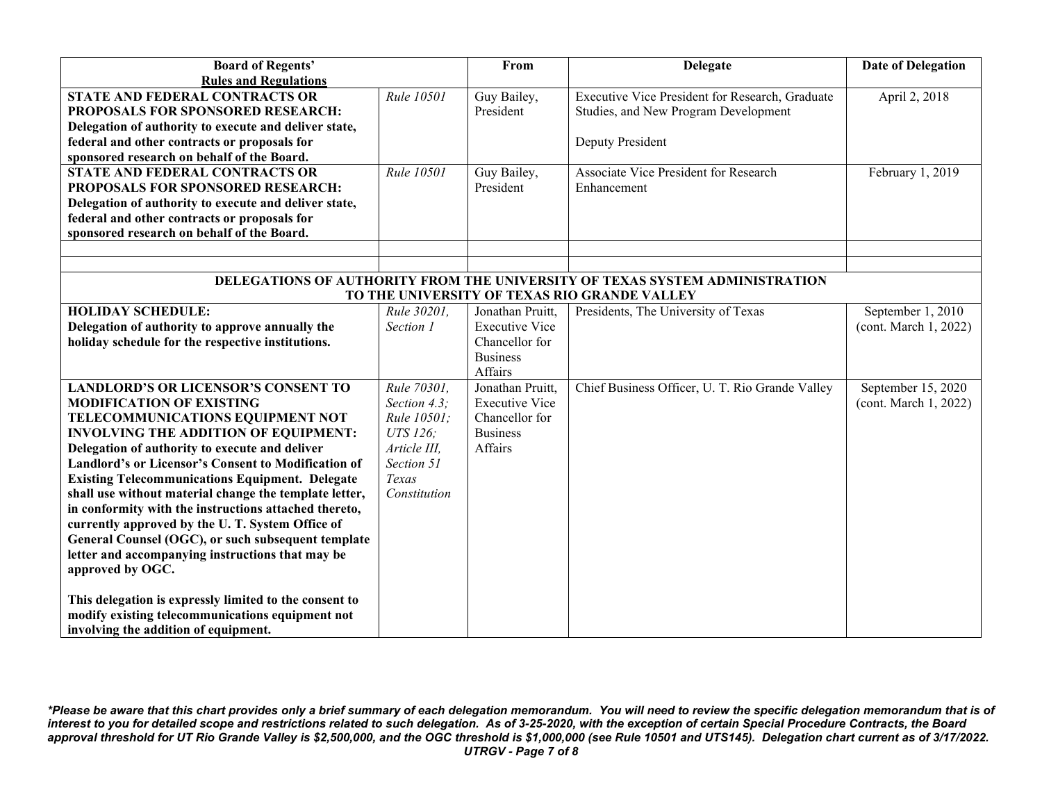| Board of Regents' Rules and Regulations | | From | Delegate | Date of Delegation |
|---|---|---|---|---|
| **STATE AND FEDERAL CONTRACTS OR PROPOSALS FOR SPONSORED RESEARCH: Delegation of authority to execute and deliver state, federal and other contracts or proposals for sponsored research on behalf of the Board.** | *Rule 10501* | Guy Bailey, President | Executive Vice President for Research, Graduate Studies, and New Program Development<br><br>Deputy President | April 2, 2018 |
| **STATE AND FEDERAL CONTRACTS OR PROPOSALS FOR SPONSORED RESEARCH: Delegation of authority to execute and deliver state, federal and other contracts or proposals for sponsored research on behalf of the Board.** | *Rule 10501* | Guy Bailey, President | Associate Vice President for Research Enhancement | February 1, 2019 |
| | | | | |
| | | | | |
| **DELEGATIONS OF AUTHORITY FROM THE UNIVERSITY OF TEXAS SYSTEM ADMINISTRATION TO THE UNIVERSITY OF TEXAS RIO GRANDE VALLEY** | | | | |
| **HOLIDAY SCHEDULE: Delegation of authority to approve annually the holiday schedule for the respective institutions.** | *Rule 30201, Section 1* | Jonathan Pruitt, Executive Vice Chancellor for Business Affairs | Presidents, The University of Texas | September 1, 2010 (cont. March 1, 2022) |
| **LANDLORD'S OR LICENSOR'S CONSENT TO MODIFICATION OF EXISTING TELECOMMUNICATIONS EQUIPMENT NOT INVOLVING THE ADDITION OF EQUIPMENT: Delegation of authority to execute and deliver Landlord's or Licensor's Consent to Modification of Existing Telecommunications Equipment. Delegate shall use without material change the template letter, in conformity with the instructions attached thereto, currently approved by the U. T. System Office of General Counsel (OGC), or such subsequent template letter and accompanying instructions that may be approved by OGC.**<br><br>**This delegation is expressly limited to the consent to modify existing telecommunications equipment not involving the addition of equipment.** | *Rule 70301, Section 4.3; Rule 10501; UTS 126; Article III, Section 51 Texas Constitution* | Jonathan Pruitt, Executive Vice Chancellor for Business Affairs | Chief Business Officer, U. T. Rio Grande Valley | September 15, 2020 (cont. March 1, 2022) |

***Please be aware that this chart provides only a brief summary of each delegation memorandum. You will need to review the specific delegation memorandum that is of interest to you for detailed scope and restrictions related to such delegation. As of 3-25-2020, with the exception of certain Special Procedure Contracts, the Board approval threshold for UT Rio Grande Valley is $2,500,000, and the OGC threshold is $1,000,000 (see Rule 10501 and UTS145). Delegation chart current as of 3/17/2022.***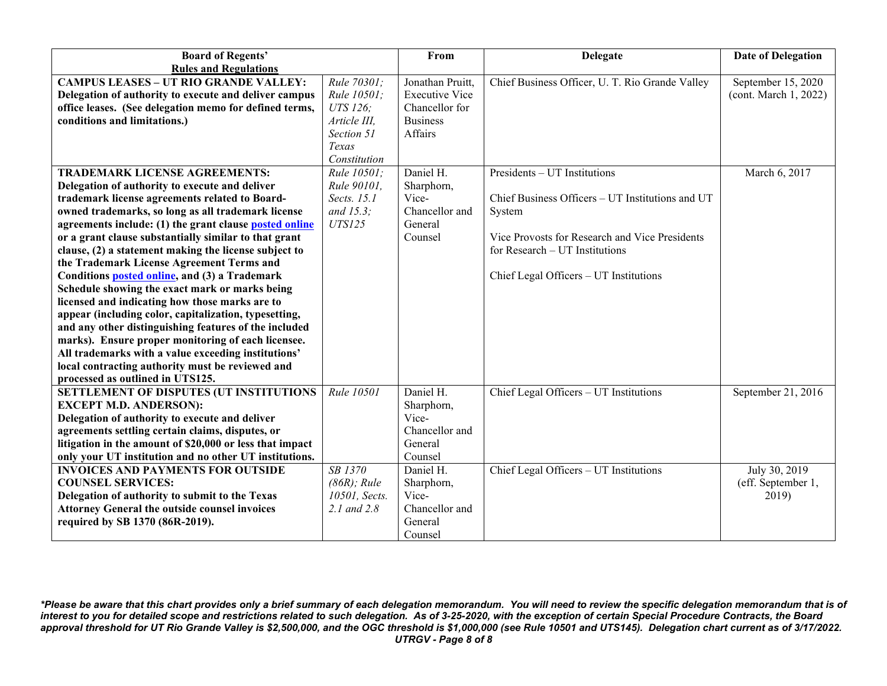| **Board of Regents' Rules and Regulations** | | **From** | **Delegate** | **Date of Delegation** |
|---|---|---|---|---|
| **CAMPUS LEASES – UT RIO GRANDE VALLEY: Delegation of authority to execute and deliver campus office leases. (See delegation memo for defined terms, conditions and limitations.)** | *Rule 70301; Rule 10501; UTS 126; Article III, Section 51 Texas Constitution* | Jonathan Pruitt, Executive Vice Chancellor for Business Affairs | Chief Business Officer, U. T. Rio Grande Valley | September 15, 2020 (cont. March 1, 2022) |
| **TRADEMARK LICENSE AGREEMENTS: Delegation of authority to execute and deliver trademark license agreements related to Board-owned trademarks, so long as all trademark license agreements include: (1) the grant clause posted online or a grant clause substantially similar to that grant clause, (2) a statement making the license subject to the Trademark License Agreement Terms and Conditions posted online, and (3) a Trademark Schedule showing the exact mark or marks being licensed and indicating how those marks are to appear (including color, capitalization, typesetting, and any other distinguishing features of the included marks). Ensure proper monitoring of each licensee. All trademarks with a value exceeding institutions' local contracting authority must be reviewed and processed as outlined in UTS125.** | *Rule 10501; Rule 90101, Sects. 15.1 and 15.3; UTS125* | Daniel H. Sharphorn, Vice-Chancellor and General Counsel | Presidents – UT Institutions<br><br>Chief Business Officers – UT Institutions and UT System<br><br>Vice Provosts for Research and Vice Presidents for Research – UT Institutions<br><br>Chief Legal Officers – UT Institutions | March 6, 2017 |
| **SETTLEMENT OF DISPUTES (UT INSTITUTIONS EXCEPT M.D. ANDERSON): Delegation of authority to execute and deliver agreements settling certain claims, disputes, or litigation in the amount of $20,000 or less that impact only your UT institution and no other UT institutions.** | *Rule 10501* | Daniel H. Sharphorn, Vice-Chancellor and General Counsel | Chief Legal Officers – UT Institutions | September 21, 2016 |
| **INVOICES AND PAYMENTS FOR OUTSIDE COUNSEL SERVICES: Delegation of authority to submit to the Texas Attorney General the outside counsel invoices required by SB 1370 (86R-2019).** | *SB 1370 (86R); Rule 10501, Sects. 2.1 and 2.8* | Daniel H. Sharphorn, Vice-Chancellor and General Counsel | Chief Legal Officers – UT Institutions | July 30, 2019 (eff. September 1, 2019) |

***Please be aware that this chart provides only a brief summary of each delegation memorandum. You will need to review the specific delegation memorandum that is of interest to you for detailed scope and restrictions related to such delegation. As of 3-25-2020, with the exception of certain Special Procedure Contracts, the Board approval threshold for UT Rio Grande Valley is $2,500,000, and the OGC threshold is $1,000,000 (see Rule 10501 and UTS145). Delegation chart current as of 3/17/2022.***